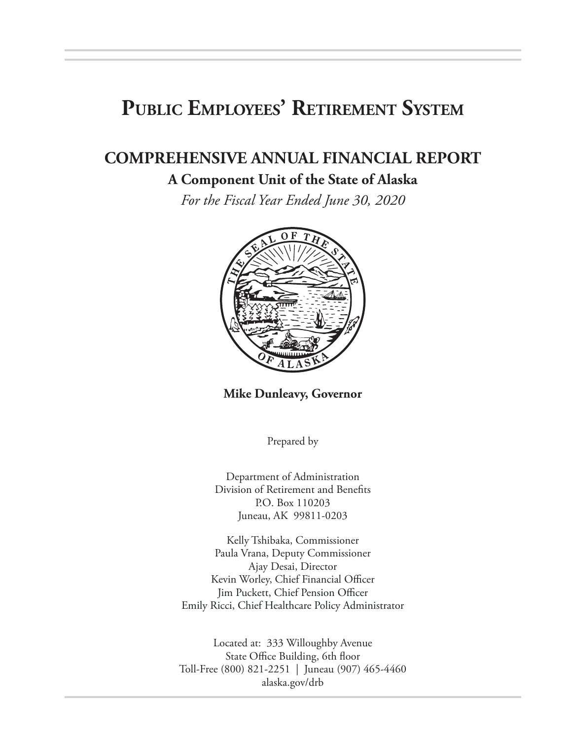# Public Employees' Retirement System

## COMPREHENSIVE ANNUAL FINANCIAL REPORT

### A Component Unit of the State of Alaska

*For the Fiscal Year Ended June 30, 2020*

**Mike Dunleavy, Governor**

Prepared by

Department of Administration
Division of Retirement and Benefits
P.O. Box 110203
Juneau, AK 99811-0203

Kelly Tshibaka, Commissioner
Paula Vrana, Deputy Commissioner
Ajay Desai, Director
Kevin Worley, Chief Financial Officer
Jim Puckett, Chief Pension Officer
Emily Ricci, Chief Healthcare Policy Administrator

Located at: 333 Willoughby Avenue
State Office Building, 6th floor
Toll-Free (800) 821-2251 | Juneau (907) 465-4460
alaska.gov/drb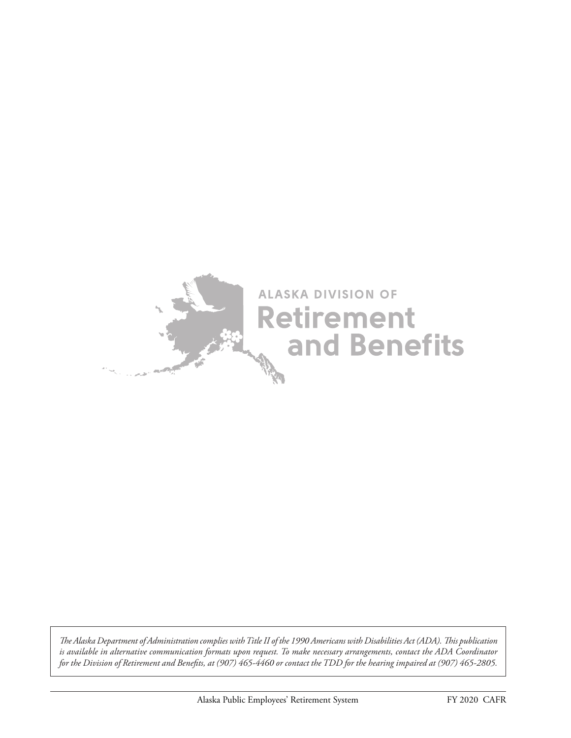ALASKA DIVISION OF

**Retirement and Benefits**

*The Alaska Department of Administration complies with Title II of the 1990 Americans with Disabilities Act (ADA). This publication is available in alternative communication formats upon request. To make necessary arrangements, contact the ADA Coordinator for the Division of Retirement and Benefits, at (907) 465-4460 or contact the TDD for the hearing impaired at (907) 465-2805.*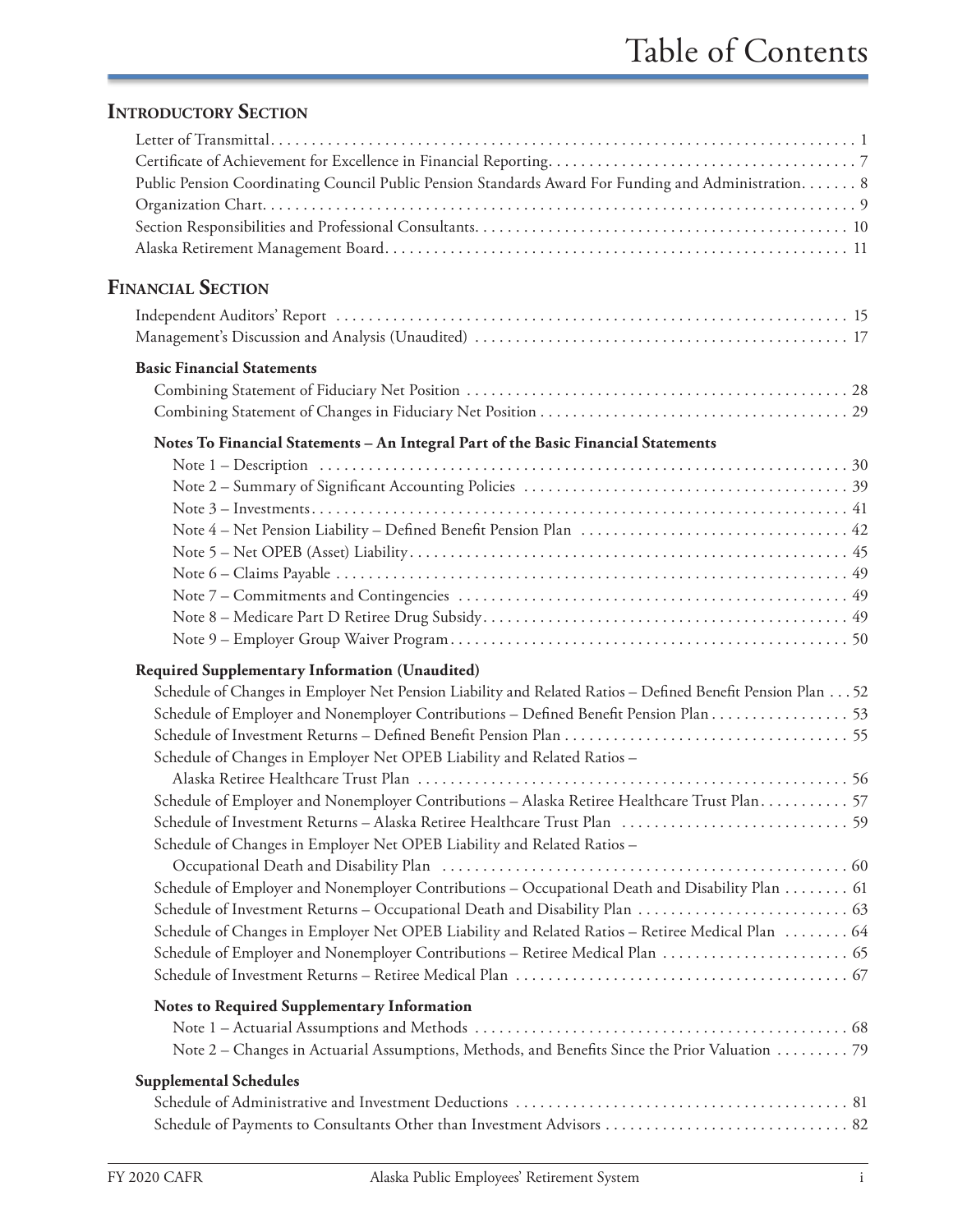# Table of Contents

## Introductory Section

Letter of Transmittal . . . . . 1
Certificate of Achievement for Excellence in Financial Reporting . . . . . 7
Public Pension Coordinating Council Public Pension Standards Award For Funding and Administration . . . . . 8
Organization Chart . . . . . 9
Section Responsibilities and Professional Consultants . . . . . 10
Alaska Retirement Management Board . . . . . 11

## Financial Section

Independent Auditors' Report . . . . . 15
Management's Discussion and Analysis (Unaudited) . . . . . 17

**Basic Financial Statements**

Combining Statement of Fiduciary Net Position . . . . . 28
Combining Statement of Changes in Fiduciary Net Position . . . . . 29

**Notes To Financial Statements – An Integral Part of the Basic Financial Statements**

Note 1 – Description . . . . . 30
Note 2 – Summary of Significant Accounting Policies . . . . . 39
Note 3 – Investments . . . . . 41
Note 4 – Net Pension Liability – Defined Benefit Pension Plan . . . . . 42
Note 5 – Net OPEB (Asset) Liability . . . . . 45
Note 6 – Claims Payable . . . . . 49
Note 7 – Commitments and Contingencies . . . . . 49
Note 8 – Medicare Part D Retiree Drug Subsidy . . . . . 49
Note 9 – Employer Group Waiver Program . . . . . 50

**Required Supplementary Information (Unaudited)**

Schedule of Changes in Employer Net Pension Liability and Related Ratios – Defined Benefit Pension Plan . . . 52
Schedule of Employer and Nonemployer Contributions – Defined Benefit Pension Plan . . . . . 53
Schedule of Investment Returns – Defined Benefit Pension Plan . . . . . 55
Schedule of Changes in Employer Net OPEB Liability and Related Ratios – Alaska Retiree Healthcare Trust Plan . . . . . 56
Schedule of Employer and Nonemployer Contributions – Alaska Retiree Healthcare Trust Plan . . . . . 57
Schedule of Investment Returns – Alaska Retiree Healthcare Trust Plan . . . . . 59
Schedule of Changes in Employer Net OPEB Liability and Related Ratios – Occupational Death and Disability Plan . . . . . 60
Schedule of Employer and Nonemployer Contributions – Occupational Death and Disability Plan . . . . . 61
Schedule of Investment Returns – Occupational Death and Disability Plan . . . . . 63
Schedule of Changes in Employer Net OPEB Liability and Related Ratios – Retiree Medical Plan . . . . . 64
Schedule of Employer and Nonemployer Contributions – Retiree Medical Plan . . . . . 65
Schedule of Investment Returns – Retiree Medical Plan . . . . . 67

**Notes to Required Supplementary Information**

Note 1 – Actuarial Assumptions and Methods . . . . . 68
Note 2 – Changes in Actuarial Assumptions, Methods, and Benefits Since the Prior Valuation . . . . . 79

**Supplemental Schedules**

Schedule of Administrative and Investment Deductions . . . . . 81
Schedule of Payments to Consultants Other than Investment Advisors . . . . . 82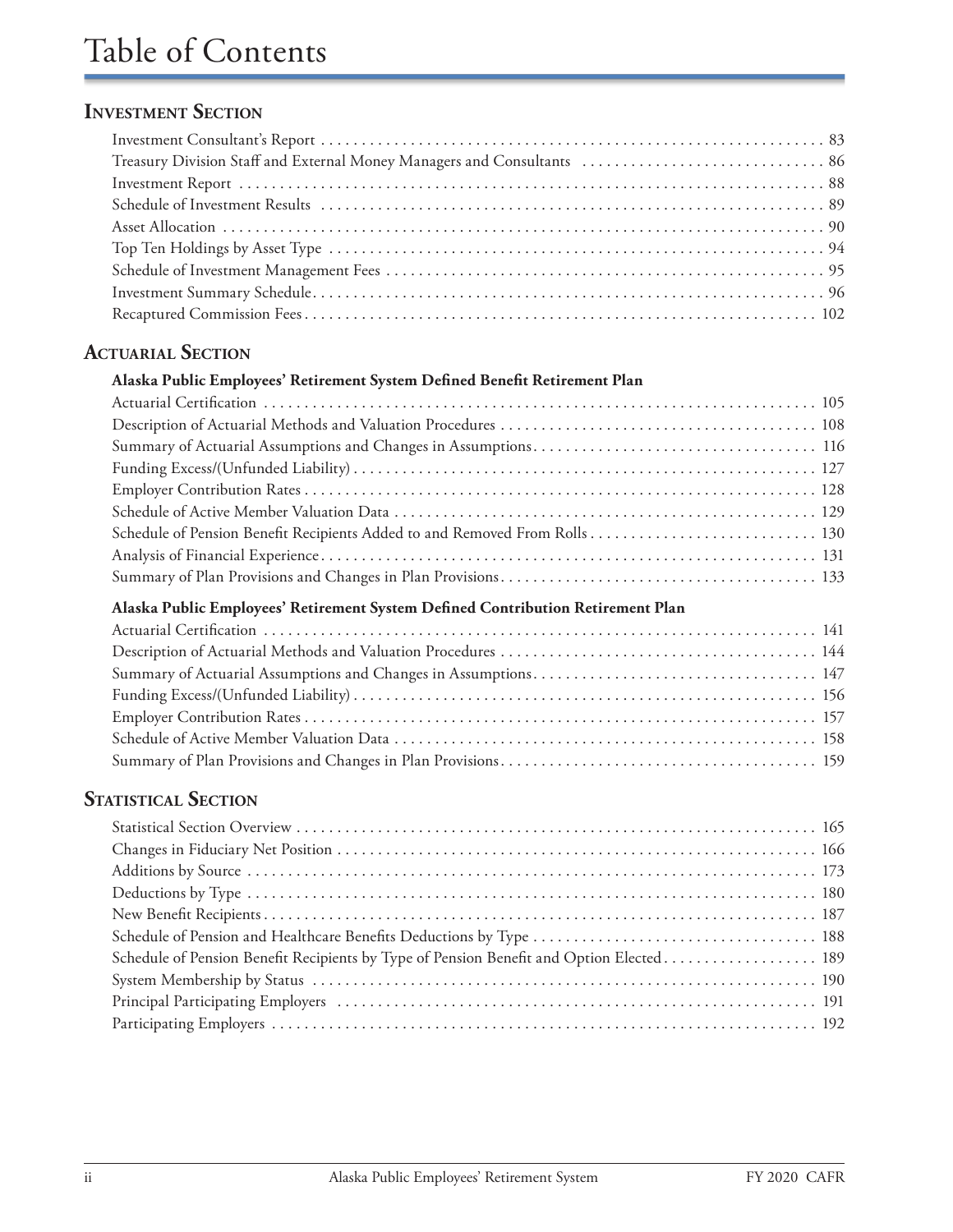# Table of Contents

## Investment Section

Investment Consultant's Report ..... 83
Treasury Division Staff and External Money Managers and Consultants ..... 86
Investment Report ..... 88
Schedule of Investment Results ..... 89
Asset Allocation ..... 90
Top Ten Holdings by Asset Type ..... 94
Schedule of Investment Management Fees ..... 95
Investment Summary Schedule ..... 96
Recaptured Commission Fees ..... 102

## Actuarial Section

### Alaska Public Employees' Retirement System Defined Benefit Retirement Plan

Actuarial Certification ..... 105
Description of Actuarial Methods and Valuation Procedures ..... 108
Summary of Actuarial Assumptions and Changes in Assumptions ..... 116
Funding Excess/(Unfunded Liability) ..... 127
Employer Contribution Rates ..... 128
Schedule of Active Member Valuation Data ..... 129
Schedule of Pension Benefit Recipients Added to and Removed From Rolls ..... 130
Analysis of Financial Experience ..... 131
Summary of Plan Provisions and Changes in Plan Provisions ..... 133

### Alaska Public Employees' Retirement System Defined Contribution Retirement Plan

Actuarial Certification ..... 141
Description of Actuarial Methods and Valuation Procedures ..... 144
Summary of Actuarial Assumptions and Changes in Assumptions ..... 147
Funding Excess/(Unfunded Liability) ..... 156
Employer Contribution Rates ..... 157
Schedule of Active Member Valuation Data ..... 158
Summary of Plan Provisions and Changes in Plan Provisions ..... 159

## Statistical Section

Statistical Section Overview ..... 165
Changes in Fiduciary Net Position ..... 166
Additions by Source ..... 173
Deductions by Type ..... 180
New Benefit Recipients ..... 187
Schedule of Pension and Healthcare Benefits Deductions by Type ..... 188
Schedule of Pension Benefit Recipients by Type of Pension Benefit and Option Elected ..... 189
System Membership by Status ..... 190
Principal Participating Employers ..... 191
Participating Employers ..... 192